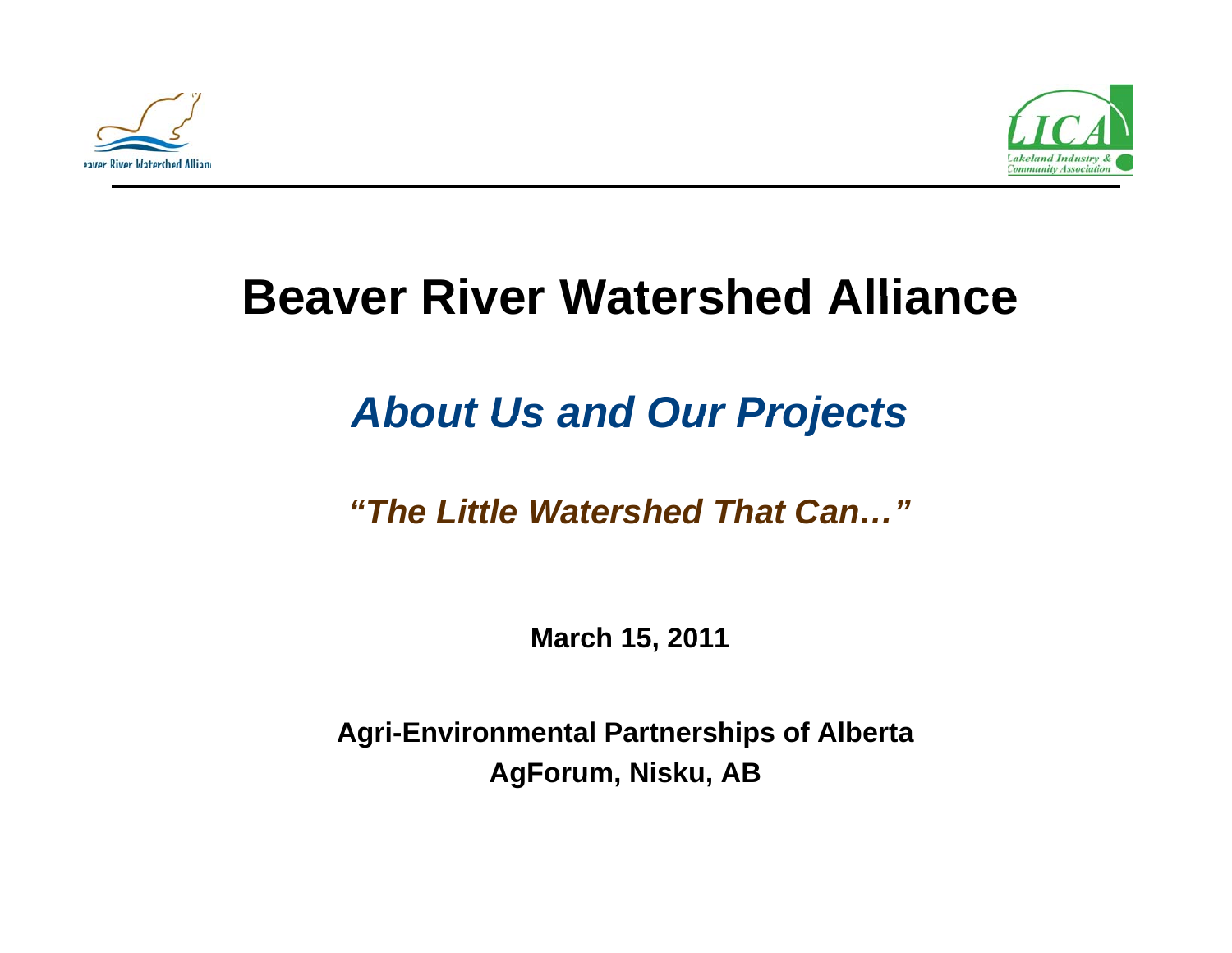# Beaver River Watershed Alliance

## *About Us and Our Projects*

***"The Little Watershed That Can…"***

**March 15, 2011**

**Agri-Environmental Partnerships of Alberta**
**AgForum, Nisku, AB**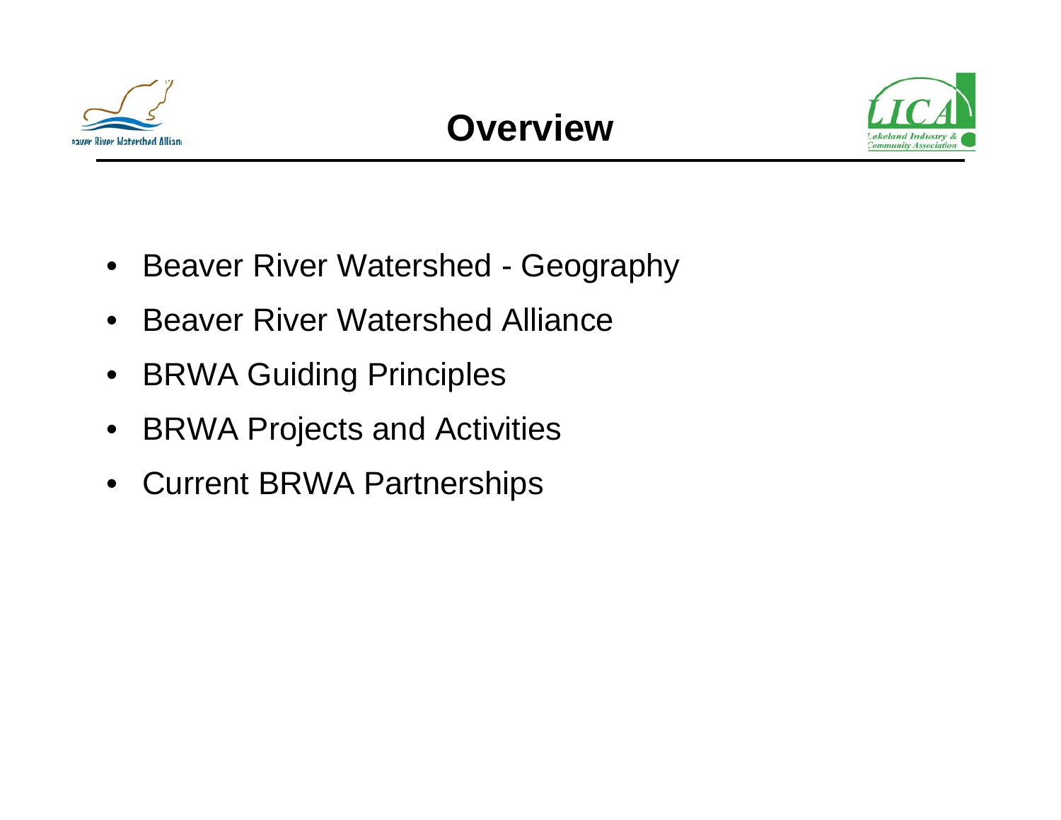# Overview

- Beaver River Watershed - Geography
- Beaver River Watershed Alliance
- BRWA Guiding Principles
- BRWA Projects and Activities
- Current BRWA Partnerships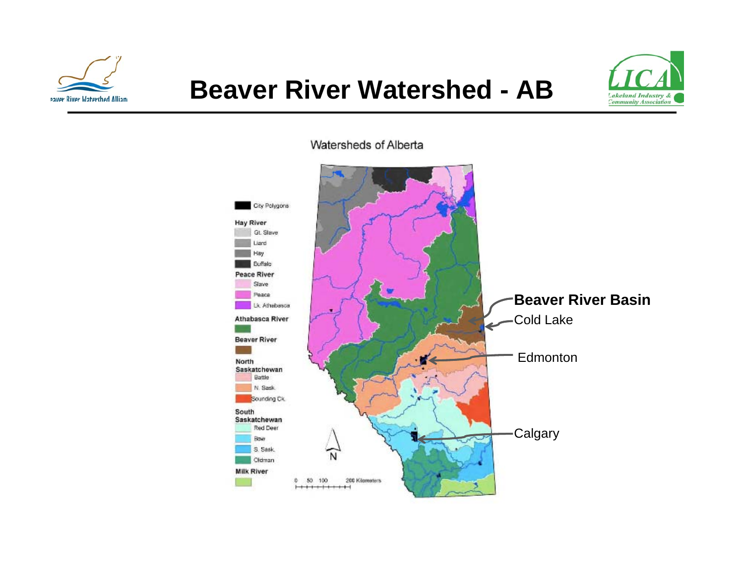# Beaver River Watershed - AB

Watersheds of Alberta

City Polygons

**Hay River**
- Gt. Slave
- Liard
- Hay
- Buffalo

**Peace River**
- Slave
- Peace
- Lk. Athabasca

**Athabasca River**

**Beaver River**

**North Saskatchewan**
- Battle
- N. Sask.
- Sounding Ck.

**South Saskatchewan**
- Red Deer
- Bow
- S. Sask.
- Oldman

**Milk River**

0 50 100 200 Kilometers

N

**Beaver River Basin**

Cold Lake

Edmonton

Calgary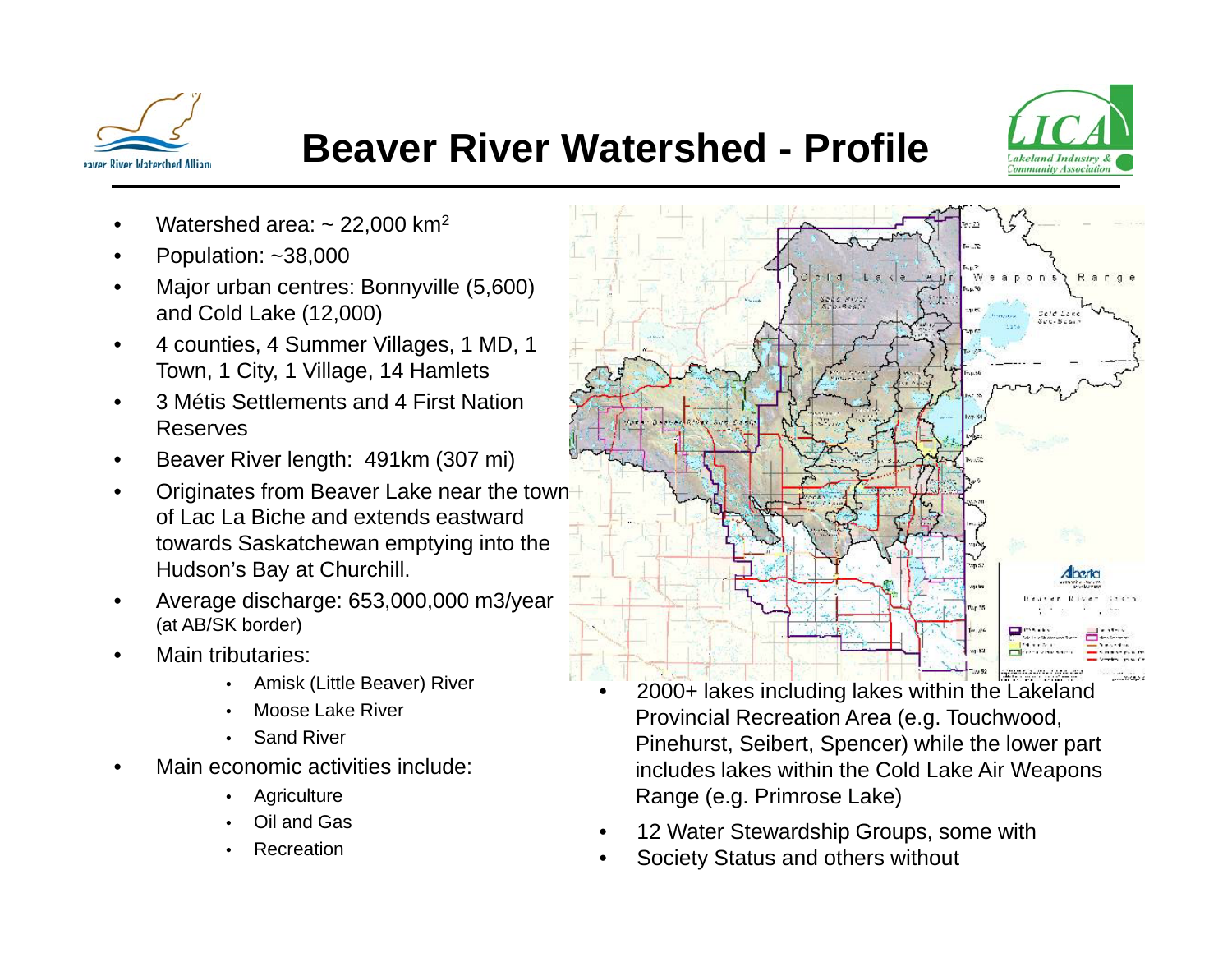# Beaver River Watershed - Profile

- Watershed area: ~ 22,000 km$^2$
- Population: ~38,000
- Major urban centres: Bonnyville (5,600) and Cold Lake (12,000)
- 4 counties, 4 Summer Villages, 1 MD, 1 Town, 1 City, 1 Village, 14 Hamlets
- 3 Métis Settlements and 4 First Nation Reserves
- Beaver River length: 491km (307 mi)
- Originates from Beaver Lake near the town of Lac La Biche and extends eastward towards Saskatchewan emptying into the Hudson's Bay at Churchill.
- Average discharge: 653,000,000 m3/year (at AB/SK border)
- Main tributaries:
  - Amisk (Little Beaver) River
  - Moose Lake River
  - Sand River
- Main economic activities include:
  - Agriculture
  - Oil and Gas
  - Recreation
- 2000+ lakes including lakes within the Lakeland Provincial Recreation Area (e.g. Touchwood, Pinehurst, Seibert, Spencer) while the lower part includes lakes within the Cold Lake Air Weapons Range (e.g. Primrose Lake)
- 12 Water Stewardship Groups, some with
- Society Status and others without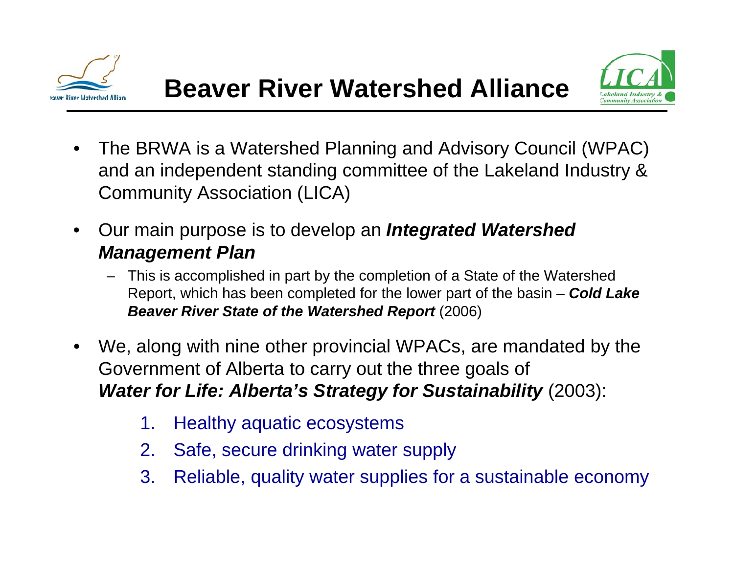# Beaver River Watershed Alliance

- The BRWA is a Watershed Planning and Advisory Council (WPAC) and an independent standing committee of the Lakeland Industry & Community Association (LICA)
- Our main purpose is to develop an ***Integrated Watershed Management Plan***
  - This is accomplished in part by the completion of a State of the Watershed Report, which has been completed for the lower part of the basin – ***Cold Lake Beaver River State of the Watershed Report*** (2006)
- We, along with nine other provincial WPACs, are mandated by the Government of Alberta to carry out the three goals of ***Water for Life: Alberta's Strategy for Sustainability*** (2003):
  1. Healthy aquatic ecosystems
  2. Safe, secure drinking water supply
  3. Reliable, quality water supplies for a sustainable economy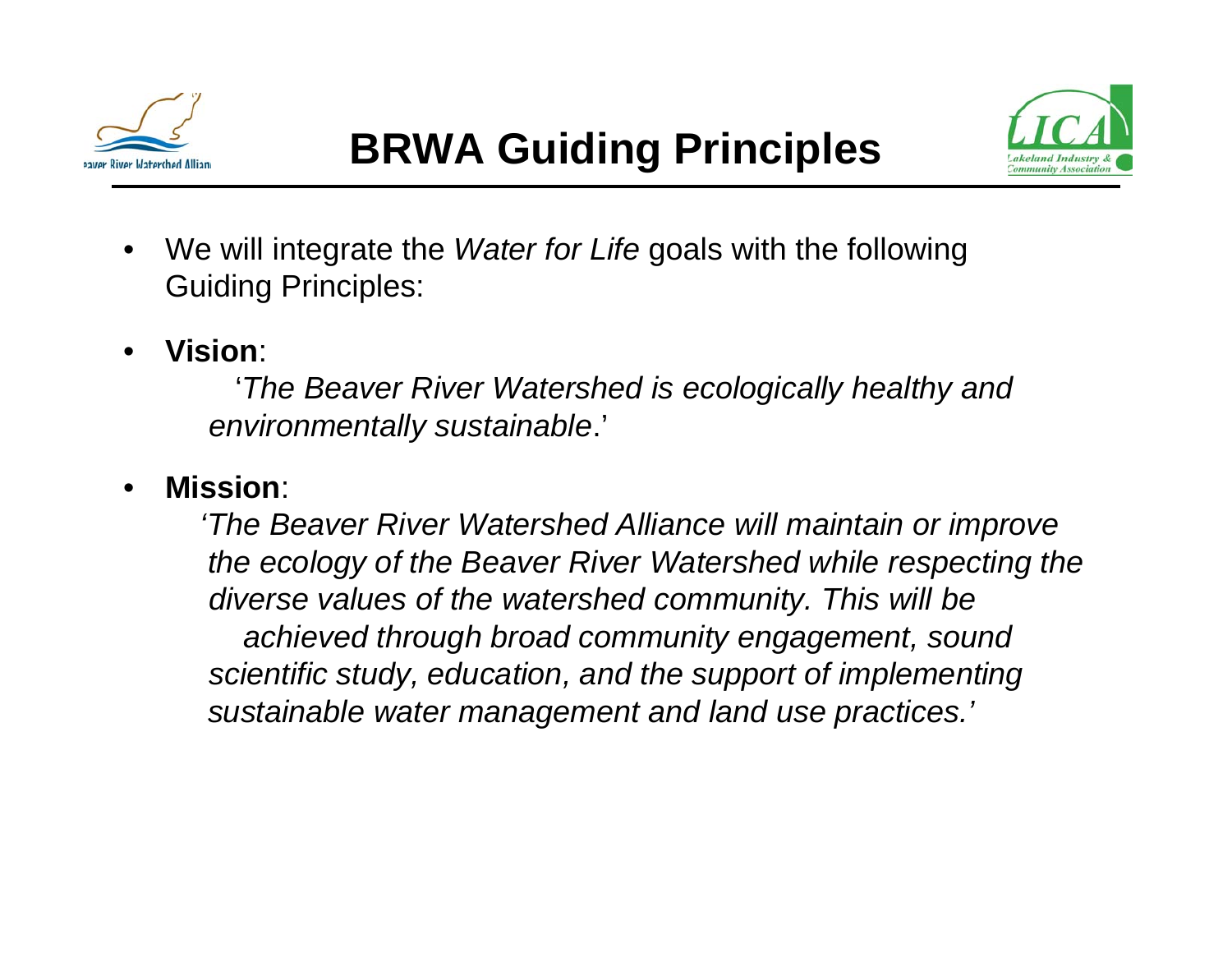# BRWA Guiding Principles

- We will integrate the *Water for Life* goals with the following Guiding Principles:
- **Vision**:

  '*The Beaver River Watershed is ecologically healthy and environmentally sustainable*.'

- **Mission**:

  *'The Beaver River Watershed Alliance will maintain or improve the ecology of the Beaver River Watershed while respecting the diverse values of the watershed community. This will be achieved through broad community engagement, sound scientific study, education, and the support of implementing sustainable water management and land use practices.'*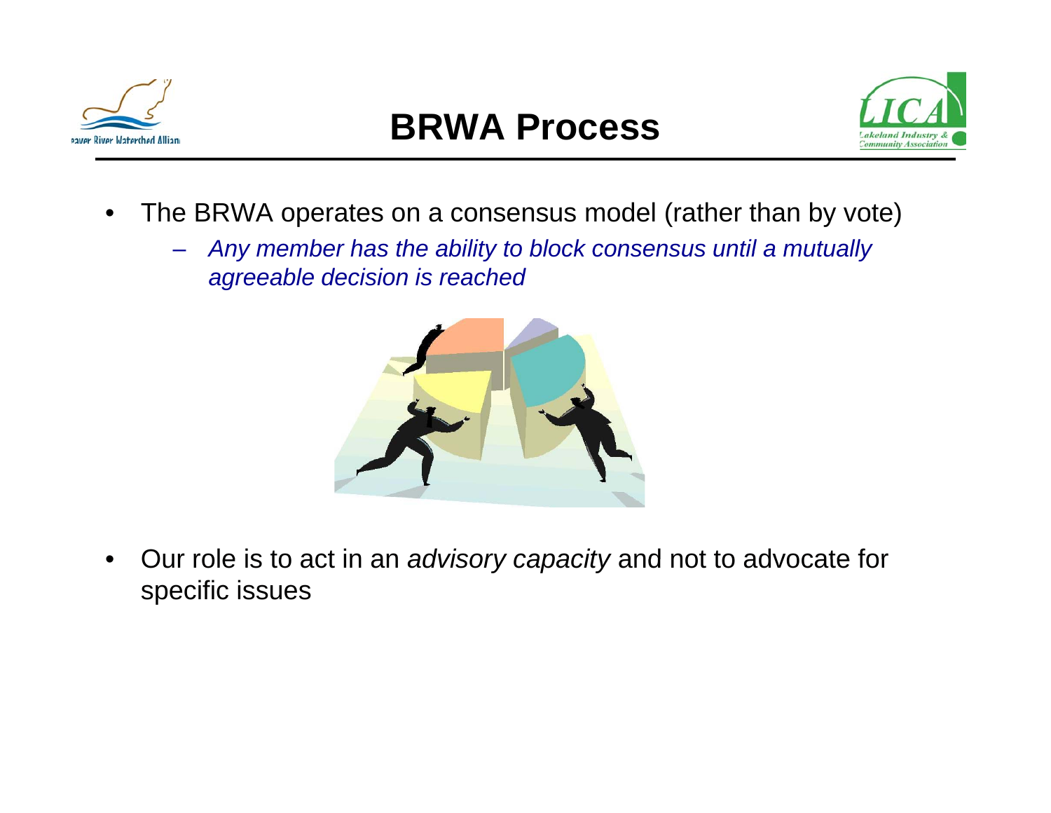# BRWA Process

- The BRWA operates on a consensus model (rather than by vote)
  - *Any member has the ability to block consensus until a mutually agreeable decision is reached*

- Our role is to act in an *advisory capacity* and not to advocate for specific issues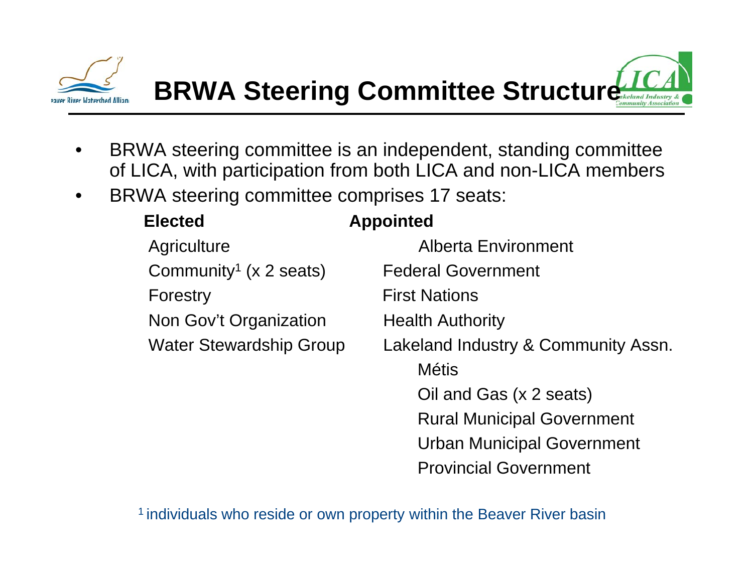# BRWA Steering Committee Structure

- BRWA steering committee is an independent, standing committee of LICA, with participation from both LICA and non-LICA members
- BRWA steering committee comprises 17 seats:

| Elected | Appointed |
|---|---|
| Agriculture | Alberta Environment |
| Community[1] (x 2 seats) | Federal Government |
| Forestry | First Nations |
| Non Gov't Organization | Health Authority |
| Water Stewardship Group | Lakeland Industry & Community Assn. |
| | Métis |
| | Oil and Gas (x 2 seats) |
| | Rural Municipal Government |
| | Urban Municipal Government |
| | Provincial Government |

[1] individuals who reside or own property within the Beaver River basin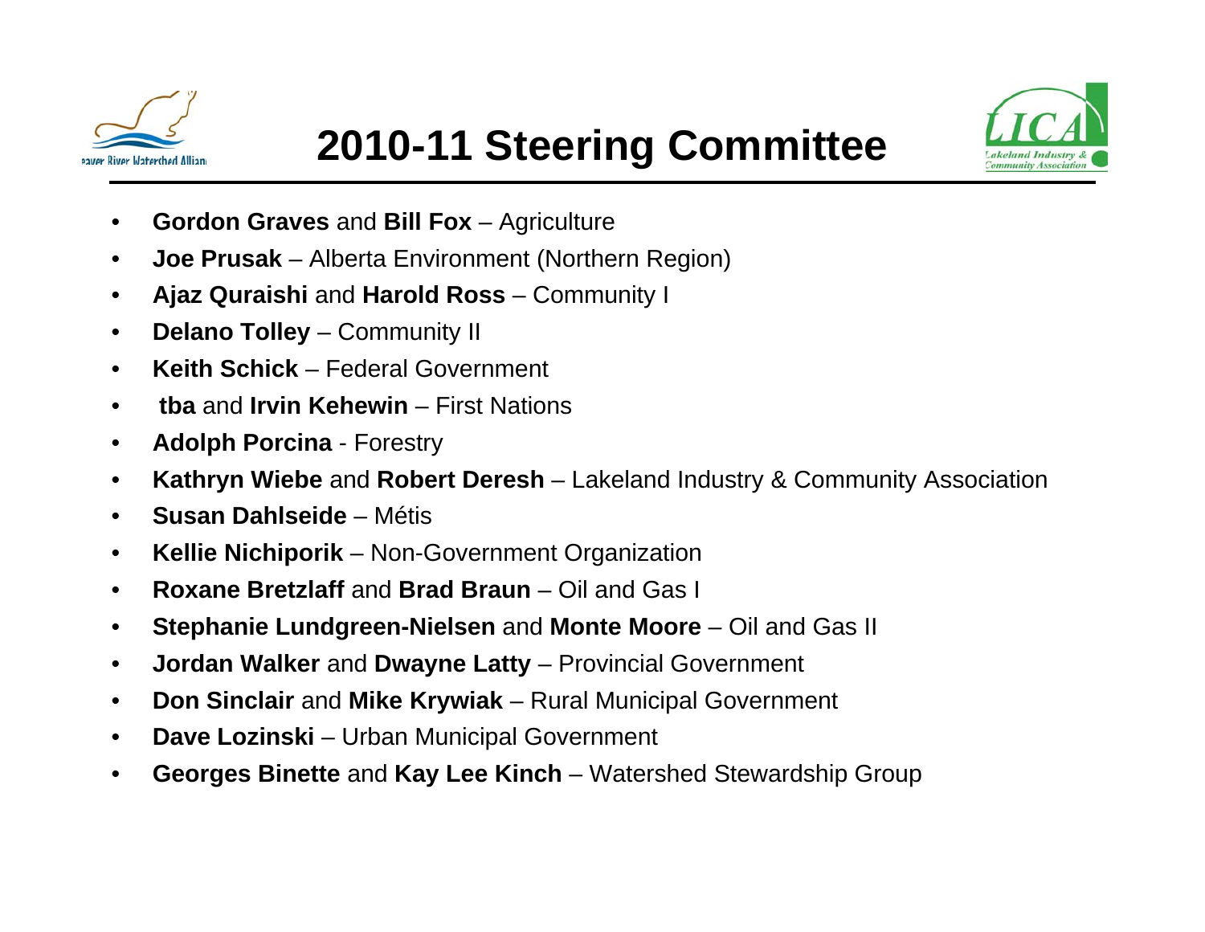# 2010-11 Steering Committee

- **Gordon Graves** and **Bill Fox** – Agriculture
- **Joe Prusak** – Alberta Environment (Northern Region)
- **Ajaz Quraishi** and **Harold Ross** – Community I
- **Delano Tolley** – Community II
- **Keith Schick** – Federal Government
- **tba** and **Irvin Kehewin** – First Nations
- **Adolph Porcina** - Forestry
- **Kathryn Wiebe** and **Robert Deresh** – Lakeland Industry & Community Association
- **Susan Dahlseide** – Métis
- **Kellie Nichiporik** – Non-Government Organization
- **Roxane Bretzlaff** and **Brad Braun** – Oil and Gas I
- **Stephanie Lundgreen-Nielsen** and **Monte Moore** – Oil and Gas II
- **Jordan Walker** and **Dwayne Latty** – Provincial Government
- **Don Sinclair** and **Mike Krywiak** – Rural Municipal Government
- **Dave Lozinski** – Urban Municipal Government
- **Georges Binette** and **Kay Lee Kinch** – Watershed Stewardship Group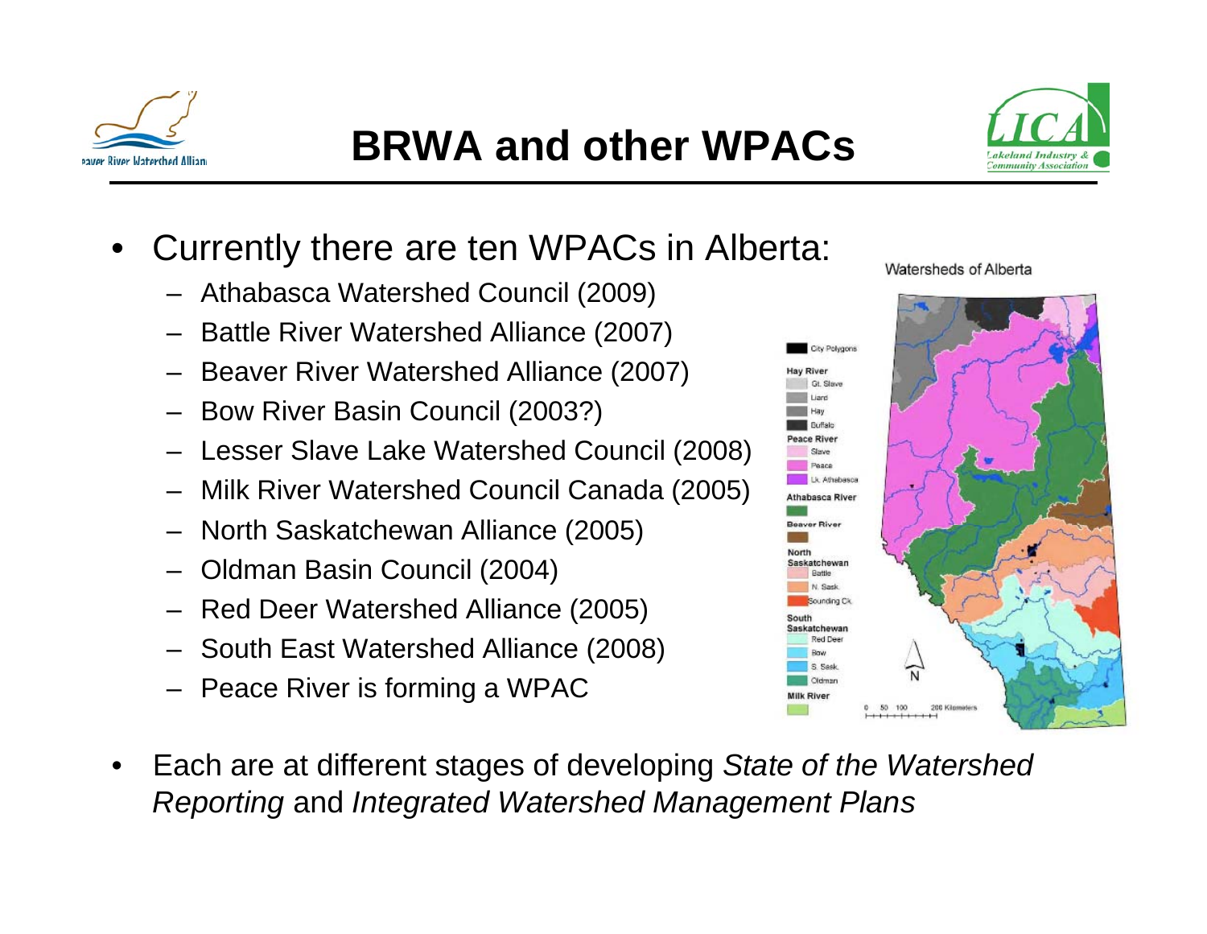# BRWA and other WPACs

- Currently there are ten WPACs in Alberta:
  - Athabasca Watershed Council (2009)
  - Battle River Watershed Alliance (2007)
  - Beaver River Watershed Alliance (2007)
  - Bow River Basin Council (2003?)
  - Lesser Slave Lake Watershed Council (2008)
  - Milk River Watershed Council Canada (2005)
  - North Saskatchewan Alliance (2005)
  - Oldman Basin Council (2004)
  - Red Deer Watershed Alliance (2005)
  - South East Watershed Alliance (2008)
  - Peace River is forming a WPAC
- Each are at different stages of developing *State of the Watershed Reporting* and *Integrated Watershed Management Plans*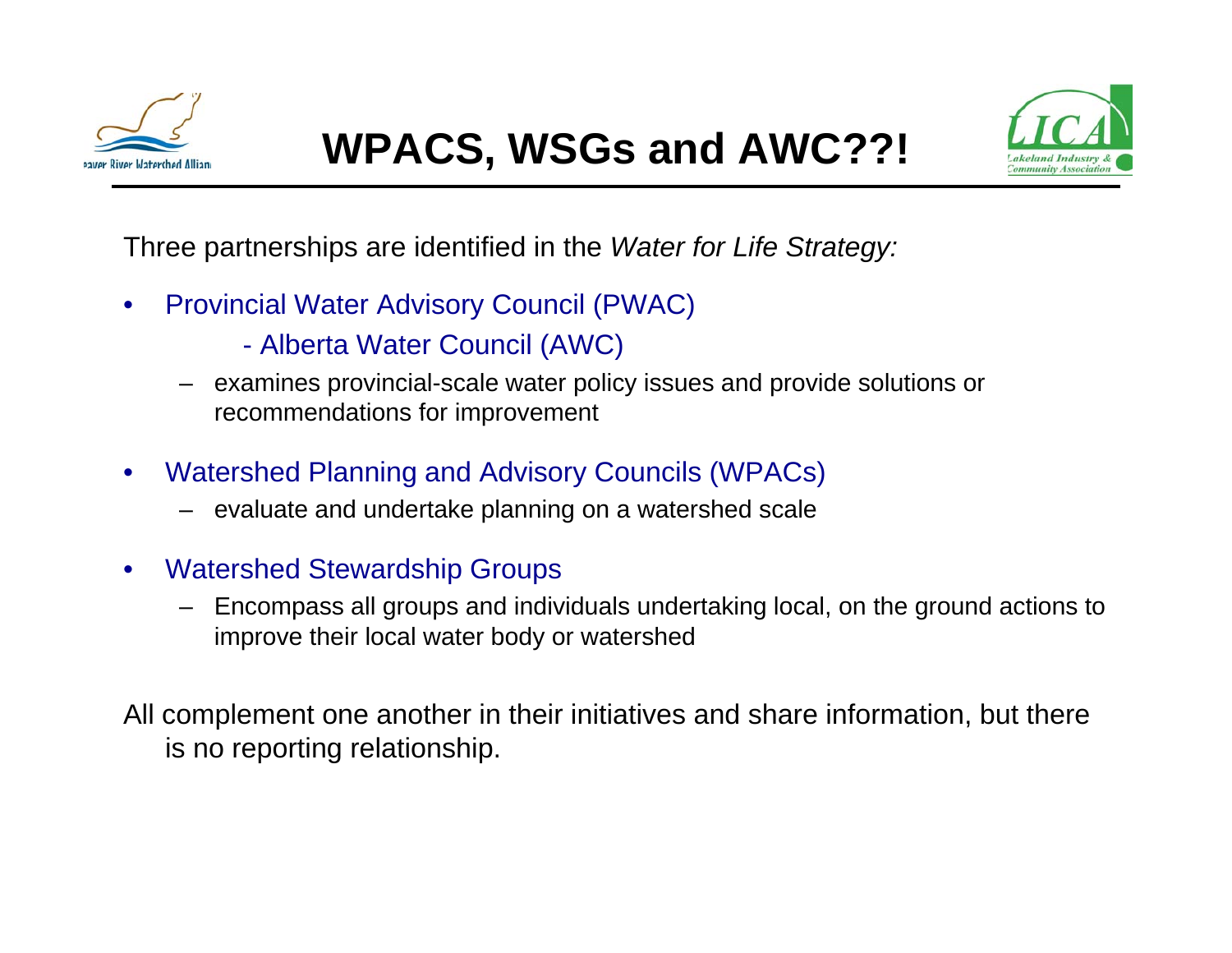# WPACS, WSGs and AWC??!

Three partnerships are identified in the *Water for Life Strategy:*

- Provincial Water Advisory Council (PWAC)
  - Alberta Water Council (AWC)
  - examines provincial-scale water policy issues and provide solutions or recommendations for improvement
- Watershed Planning and Advisory Councils (WPACs)
  - evaluate and undertake planning on a watershed scale
- Watershed Stewardship Groups
  - Encompass all groups and individuals undertaking local, on the ground actions to improve their local water body or watershed

All complement one another in their initiatives and share information, but there is no reporting relationship.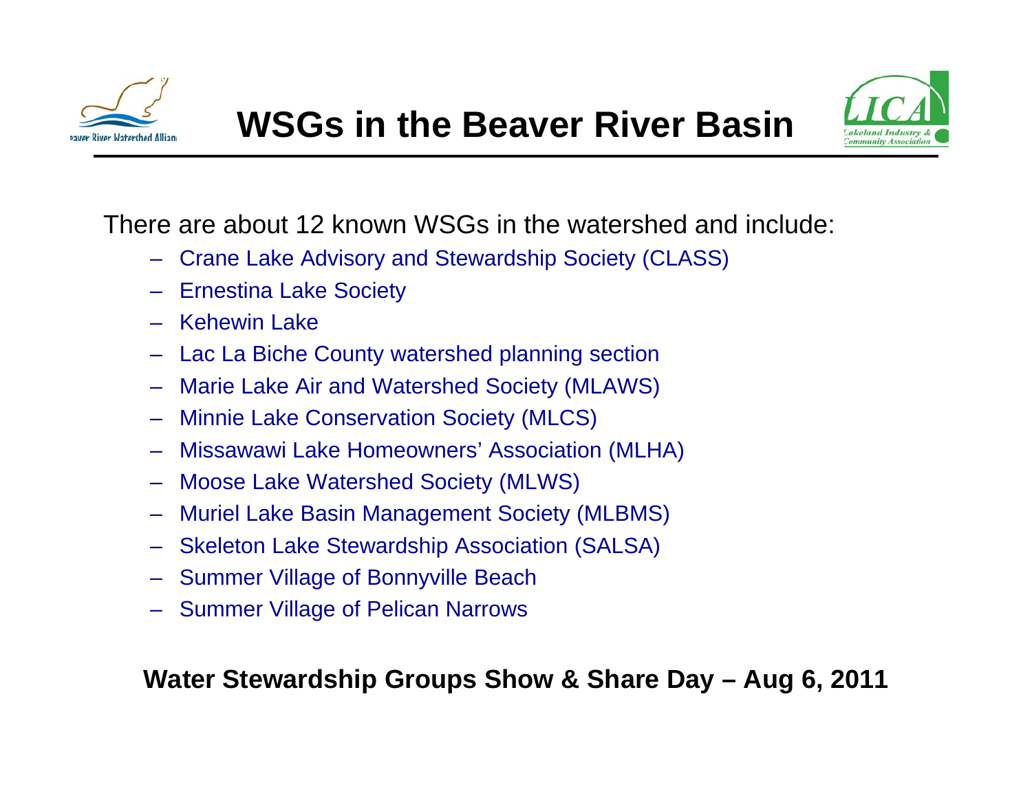# WSGs in the Beaver River Basin

There are about 12 known WSGs in the watershed and include:

- Crane Lake Advisory and Stewardship Society (CLASS)
- Ernestina Lake Society
- Kehewin Lake
- Lac La Biche County watershed planning section
- Marie Lake Air and Watershed Society (MLAWS)
- Minnie Lake Conservation Society (MLCS)
- Missawawi Lake Homeowners' Association (MLHA)
- Moose Lake Watershed Society (MLWS)
- Muriel Lake Basin Management Society (MLBMS)
- Skeleton Lake Stewardship Association (SALSA)
- Summer Village of Bonnyville Beach
- Summer Village of Pelican Narrows

**Water Stewardship Groups Show & Share Day – Aug 6, 2011**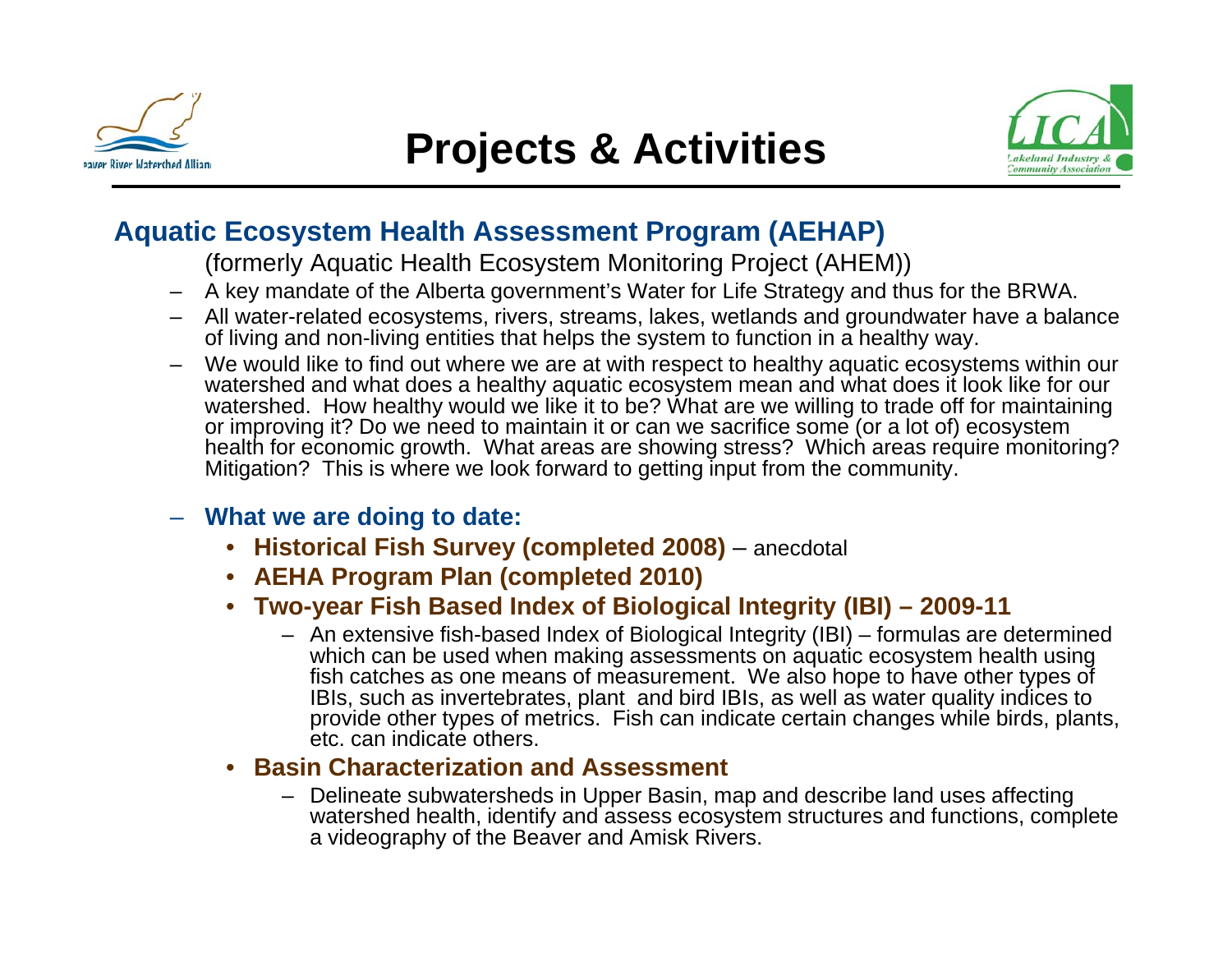# Projects & Activities

## Aquatic Ecosystem Health Assessment Program (AEHAP)

(formerly Aquatic Health Ecosystem Monitoring Project (AHEM))

- A key mandate of the Alberta government's Water for Life Strategy and thus for the BRWA.
- All water-related ecosystems, rivers, streams, lakes, wetlands and groundwater have a balance of living and non-living entities that helps the system to function in a healthy way.
- We would like to find out where we are at with respect to healthy aquatic ecosystems within our watershed and what does a healthy aquatic ecosystem mean and what does it look like for our watershed. How healthy would we like it to be? What are we willing to trade off for maintaining or improving it? Do we need to maintain it or can we sacrifice some (or a lot of) ecosystem health for economic growth. What areas are showing stress? Which areas require monitoring? Mitigation? This is where we look forward to getting input from the community.

- **What we are doing to date:**
  - **Historical Fish Survey (completed 2008)** – anecdotal
  - **AEHA Program Plan (completed 2010)**
  - **Two-year Fish Based Index of Biological Integrity (IBI) – 2009-11**
    - An extensive fish-based Index of Biological Integrity (IBI) – formulas are determined which can be used when making assessments on aquatic ecosystem health using fish catches as one means of measurement. We also hope to have other types of IBIs, such as invertebrates, plant and bird IBIs, as well as water quality indices to provide other types of metrics. Fish can indicate certain changes while birds, plants, etc. can indicate others.
  - **Basin Characterization and Assessment**
    - Delineate subwatersheds in Upper Basin, map and describe land uses affecting watershed health, identify and assess ecosystem structures and functions, complete a videography of the Beaver and Amisk Rivers.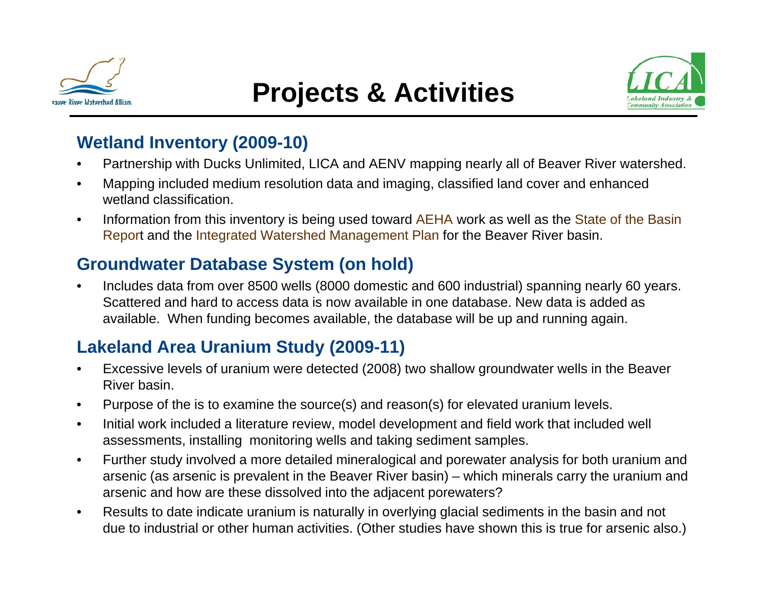# Projects & Activities

## Wetland Inventory (2009-10)

- Partnership with Ducks Unlimited, LICA and AENV mapping nearly all of Beaver River watershed.
- Mapping included medium resolution data and imaging, classified land cover and enhanced wetland classification.
- Information from this inventory is being used toward AEHA work as well as the State of the Basin Report and the Integrated Watershed Management Plan for the Beaver River basin.

## Groundwater Database System (on hold)

- Includes data from over 8500 wells (8000 domestic and 600 industrial) spanning nearly 60 years. Scattered and hard to access data is now available in one database. New data is added as available. When funding becomes available, the database will be up and running again.

## Lakeland Area Uranium Study (2009-11)

- Excessive levels of uranium were detected (2008) two shallow groundwater wells in the Beaver River basin.
- Purpose of the is to examine the source(s) and reason(s) for elevated uranium levels.
- Initial work included a literature review, model development and field work that included well assessments, installing monitoring wells and taking sediment samples.
- Further study involved a more detailed mineralogical and porewater analysis for both uranium and arsenic (as arsenic is prevalent in the Beaver River basin) – which minerals carry the uranium and arsenic and how are these dissolved into the adjacent porewaters?
- Results to date indicate uranium is naturally in overlying glacial sediments in the basin and not due to industrial or other human activities. (Other studies have shown this is true for arsenic also.)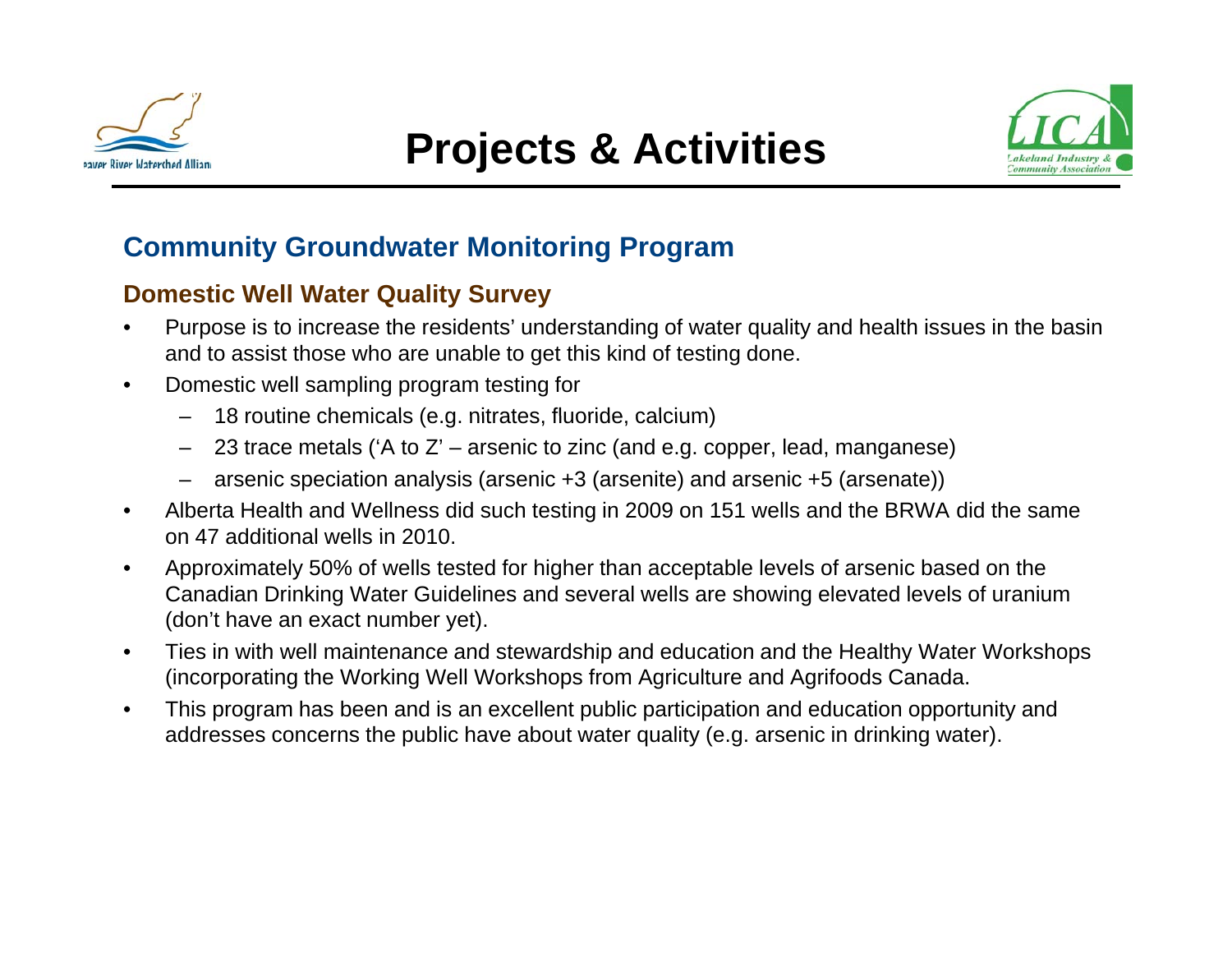# Projects & Activities

## Community Groundwater Monitoring Program

### Domestic Well Water Quality Survey

- Purpose is to increase the residents' understanding of water quality and health issues in the basin and to assist those who are unable to get this kind of testing done.
- Domestic well sampling program testing for
  - 18 routine chemicals (e.g. nitrates, fluoride, calcium)
  - 23 trace metals ('A to Z' – arsenic to zinc (and e.g. copper, lead, manganese)
  - arsenic speciation analysis (arsenic +3 (arsenite) and arsenic +5 (arsenate))
- Alberta Health and Wellness did such testing in 2009 on 151 wells and the BRWA did the same on 47 additional wells in 2010.
- Approximately 50% of wells tested for higher than acceptable levels of arsenic based on the Canadian Drinking Water Guidelines and several wells are showing elevated levels of uranium (don't have an exact number yet).
- Ties in with well maintenance and stewardship and education and the Healthy Water Workshops (incorporating the Working Well Workshops from Agriculture and Agrifoods Canada.
- This program has been and is an excellent public participation and education opportunity and addresses concerns the public have about water quality (e.g. arsenic in drinking water).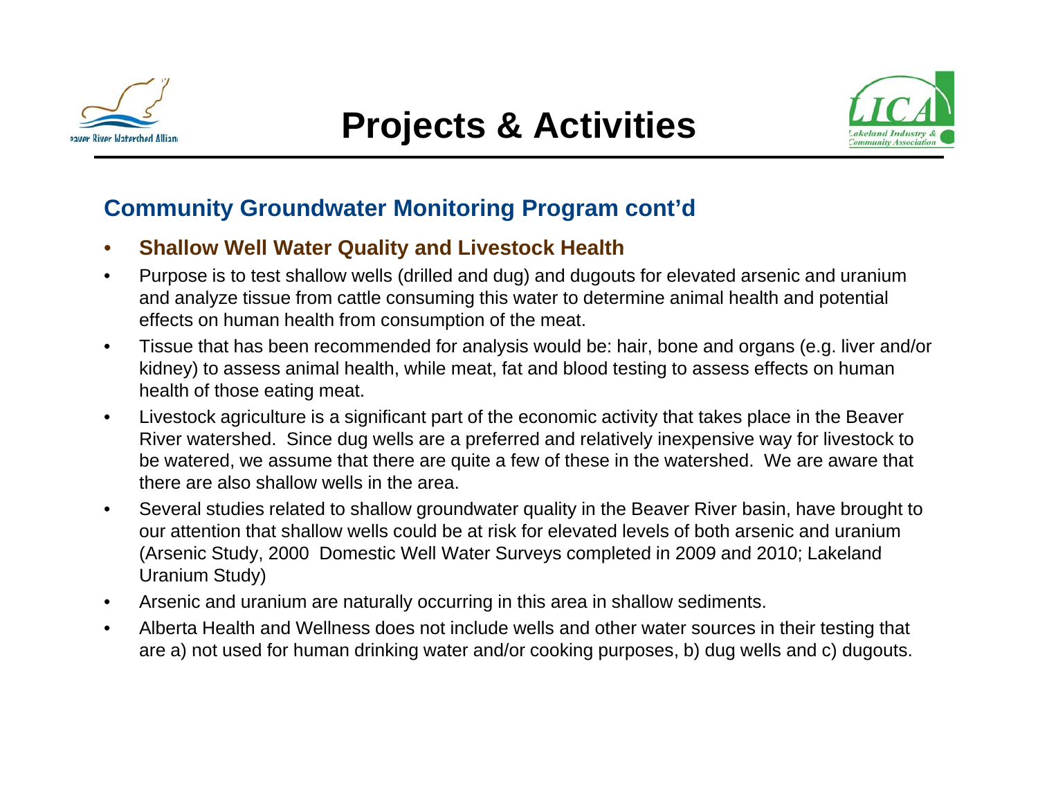# Projects & Activities

## Community Groundwater Monitoring Program cont'd

- **Shallow Well Water Quality and Livestock Health**
- Purpose is to test shallow wells (drilled and dug) and dugouts for elevated arsenic and uranium and analyze tissue from cattle consuming this water to determine animal health and potential effects on human health from consumption of the meat.
- Tissue that has been recommended for analysis would be: hair, bone and organs (e.g. liver and/or kidney) to assess animal health, while meat, fat and blood testing to assess effects on human health of those eating meat.
- Livestock agriculture is a significant part of the economic activity that takes place in the Beaver River watershed. Since dug wells are a preferred and relatively inexpensive way for livestock to be watered, we assume that there are quite a few of these in the watershed. We are aware that there are also shallow wells in the area.
- Several studies related to shallow groundwater quality in the Beaver River basin, have brought to our attention that shallow wells could be at risk for elevated levels of both arsenic and uranium (Arsenic Study, 2000 Domestic Well Water Surveys completed in 2009 and 2010; Lakeland Uranium Study)
- Arsenic and uranium are naturally occurring in this area in shallow sediments.
- Alberta Health and Wellness does not include wells and other water sources in their testing that are a) not used for human drinking water and/or cooking purposes, b) dug wells and c) dugouts.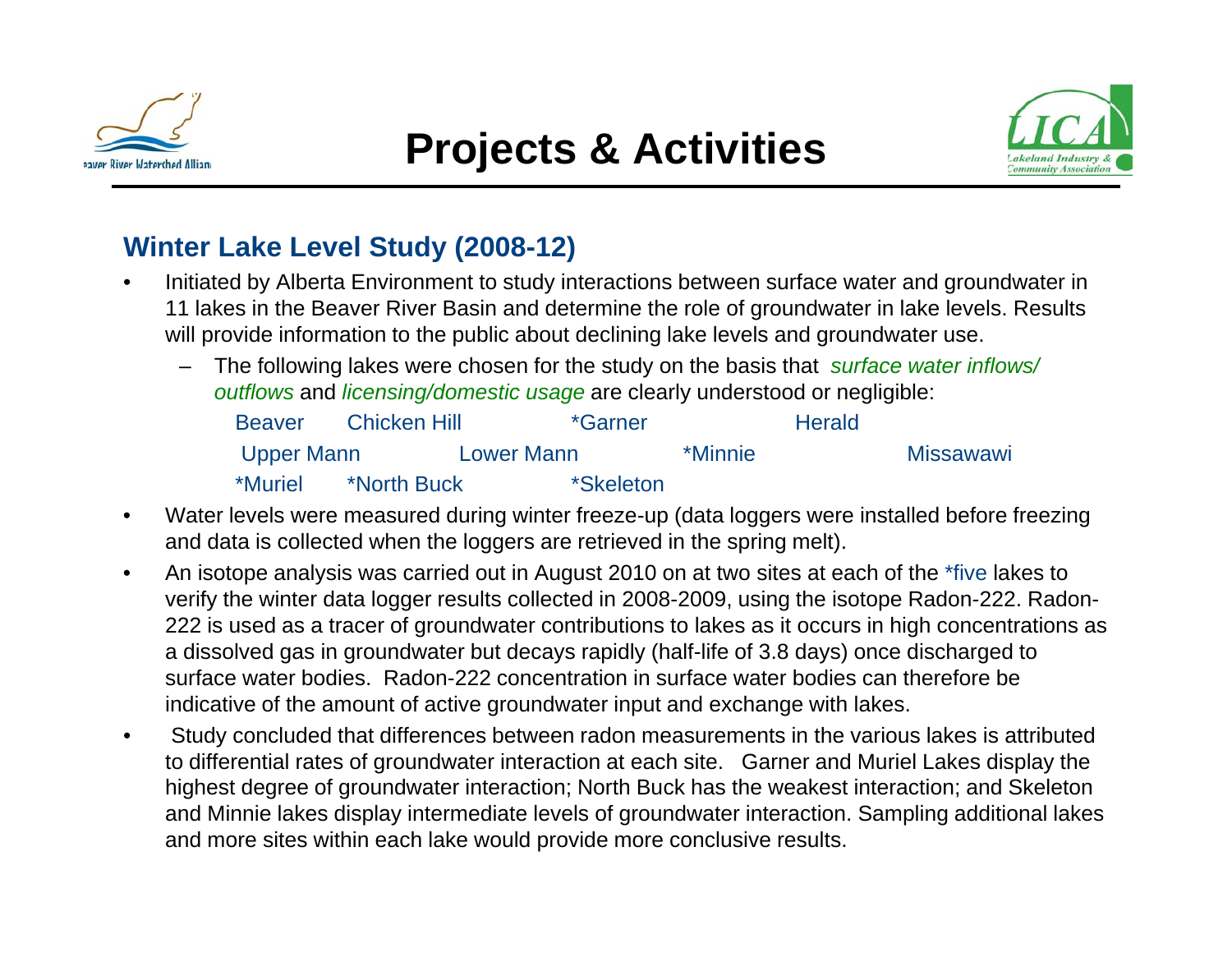# Projects & Activities

## Winter Lake Level Study (2008-12)

- Initiated by Alberta Environment to study interactions between surface water and groundwater in 11 lakes in the Beaver River Basin and determine the role of groundwater in lake levels. Results will provide information to the public about declining lake levels and groundwater use.
  - The following lakes were chosen for the study on the basis that *surface water inflows/ outflows* and *licensing/domestic usage* are clearly understood or negligible:

    | | | | |
    |---|---|---|---|
    | Beaver | Chicken Hill | *Garner | Herald |
    | Upper Mann | Lower Mann | *Minnie | Missawawi |
    | *Muriel | *North Buck | *Skeleton | |

- Water levels were measured during winter freeze-up (data loggers were installed before freezing and data is collected when the loggers are retrieved in the spring melt).
- An isotope analysis was carried out in August 2010 on at two sites at each of the *five lakes to verify the winter data logger results collected in 2008-2009, using the isotope Radon-222. Radon-222 is used as a tracer of groundwater contributions to lakes as it occurs in high concentrations as a dissolved gas in groundwater but decays rapidly (half-life of 3.8 days) once discharged to surface water bodies. Radon-222 concentration in surface water bodies can therefore be indicative of the amount of active groundwater input and exchange with lakes.
- Study concluded that differences between radon measurements in the various lakes is attributed to differential rates of groundwater interaction at each site. Garner and Muriel Lakes display the highest degree of groundwater interaction; North Buck has the weakest interaction; and Skeleton and Minnie lakes display intermediate levels of groundwater interaction. Sampling additional lakes and more sites within each lake would provide more conclusive results.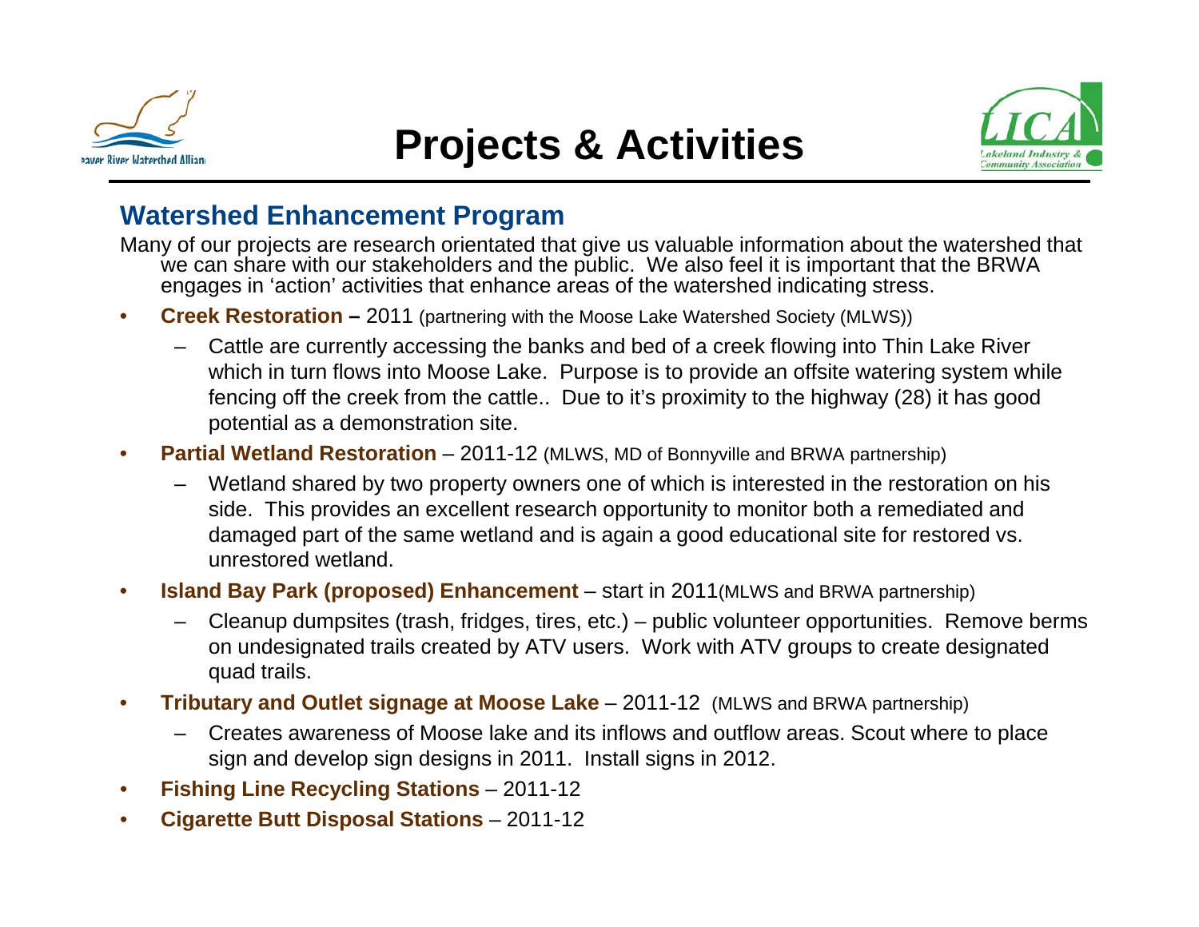# Projects & Activities

## Watershed Enhancement Program

Many of our projects are research orientated that give us valuable information about the watershed that we can share with our stakeholders and the public. We also feel it is important that the BRWA engages in 'action' activities that enhance areas of the watershed indicating stress.

- **Creek Restoration –** 2011 (partnering with the Moose Lake Watershed Society (MLWS))
  - Cattle are currently accessing the banks and bed of a creek flowing into Thin Lake River which in turn flows into Moose Lake. Purpose is to provide an offsite watering system while fencing off the creek from the cattle.. Due to it's proximity to the highway (28) it has good potential as a demonstration site.
- **Partial Wetland Restoration** – 2011-12 (MLWS, MD of Bonnyville and BRWA partnership)
  - Wetland shared by two property owners one of which is interested in the restoration on his side. This provides an excellent research opportunity to monitor both a remediated and damaged part of the same wetland and is again a good educational site for restored vs. unrestored wetland.
- **Island Bay Park (proposed) Enhancement** – start in 2011(MLWS and BRWA partnership)
  - Cleanup dumpsites (trash, fridges, tires, etc.) – public volunteer opportunities. Remove berms on undesignated trails created by ATV users. Work with ATV groups to create designated quad trails.
- **Tributary and Outlet signage at Moose Lake** – 2011-12 (MLWS and BRWA partnership)
  - Creates awareness of Moose lake and its inflows and outflow areas. Scout where to place sign and develop sign designs in 2011. Install signs in 2012.
- **Fishing Line Recycling Stations** – 2011-12
- **Cigarette Butt Disposal Stations** – 2011-12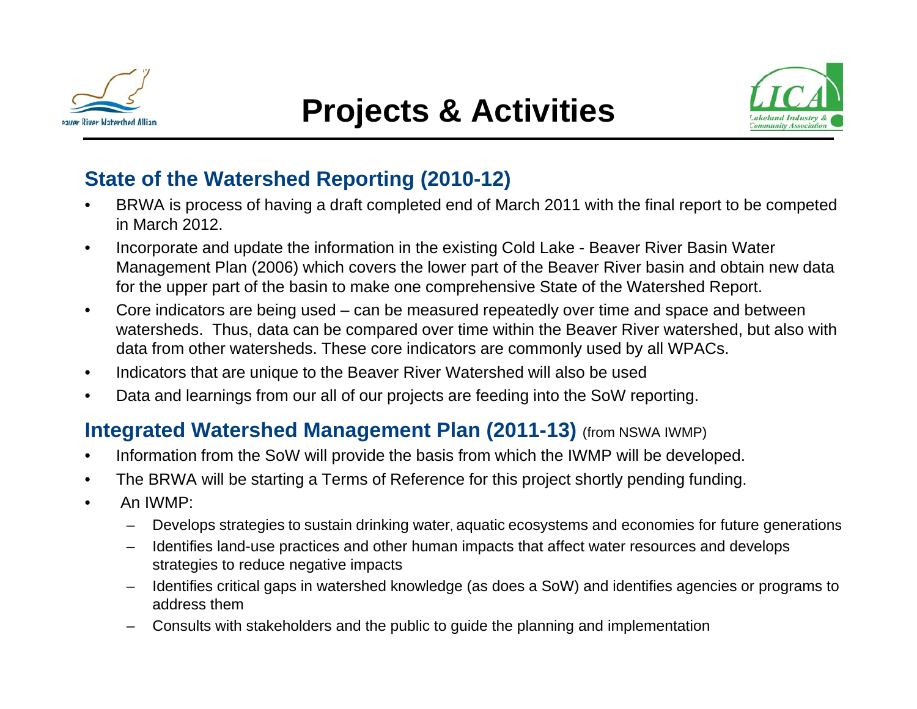# Projects & Activities

## State of the Watershed Reporting (2010-12)

- BRWA is process of having a draft completed end of March 2011 with the final report to be competed in March 2012.
- Incorporate and update the information in the existing Cold Lake - Beaver River Basin Water Management Plan (2006) which covers the lower part of the Beaver River basin and obtain new data for the upper part of the basin to make one comprehensive State of the Watershed Report.
- Core indicators are being used – can be measured repeatedly over time and space and between watersheds. Thus, data can be compared over time within the Beaver River watershed, but also with data from other watersheds. These core indicators are commonly used by all WPACs.
- Indicators that are unique to the Beaver River Watershed will also be used
- Data and learnings from our all of our projects are feeding into the SoW reporting.

## Integrated Watershed Management Plan (2011-13) (from NSWA IWMP)

- Information from the SoW will provide the basis from which the IWMP will be developed.
- The BRWA will be starting a Terms of Reference for this project shortly pending funding.
- An IWMP:
  - Develops strategies to sustain drinking water, aquatic ecosystems and economies for future generations
  - Identifies land-use practices and other human impacts that affect water resources and develops strategies to reduce negative impacts
  - Identifies critical gaps in watershed knowledge (as does a SoW) and identifies agencies or programs to address them
  - Consults with stakeholders and the public to guide the planning and implementation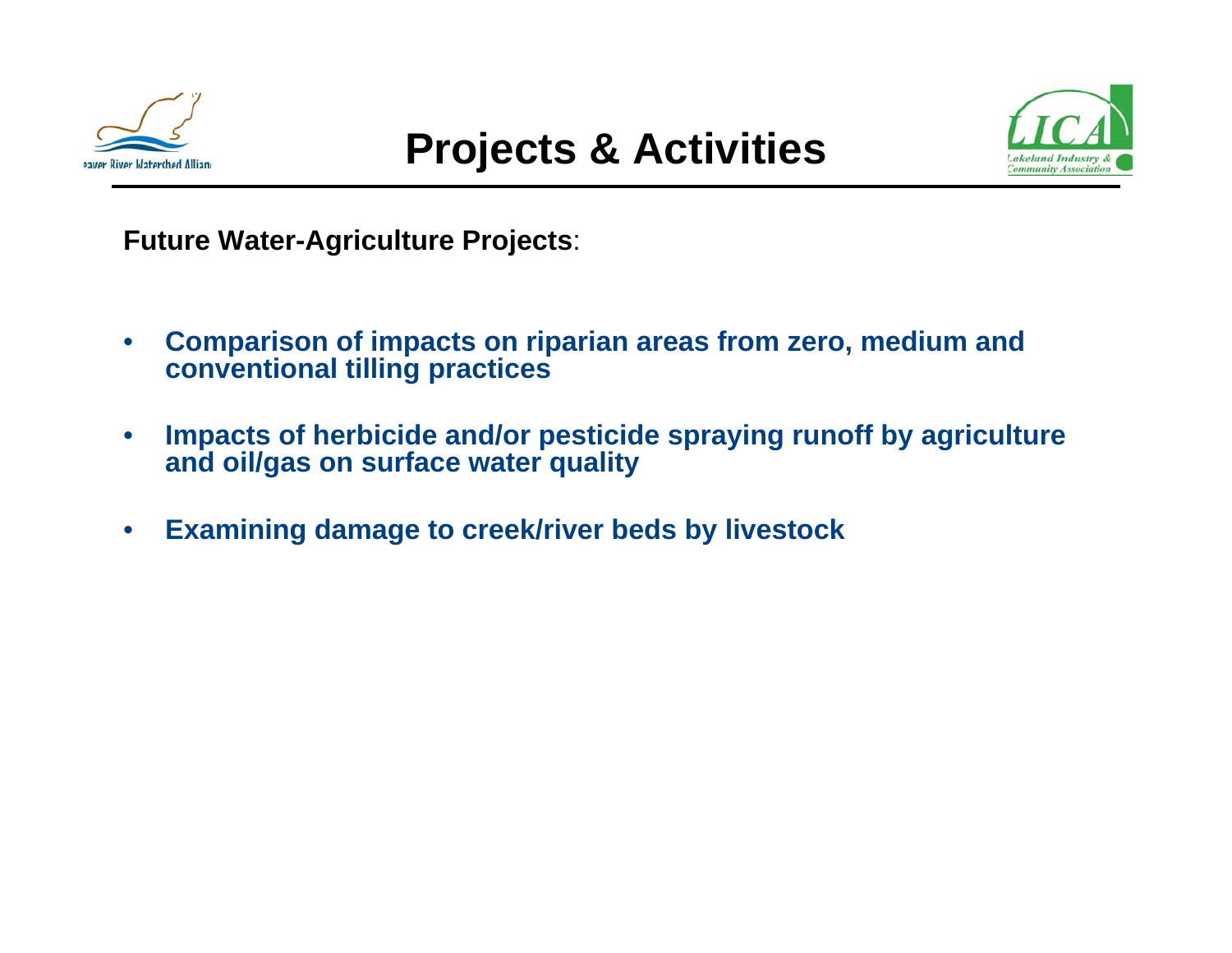# Projects & Activities

**Future Water-Agriculture Projects**:

- **Comparison of impacts on riparian areas from zero, medium and conventional tilling practices**
- **Impacts of herbicide and/or pesticide spraying runoff by agriculture and oil/gas on surface water quality**
- **Examining damage to creek/river beds by livestock**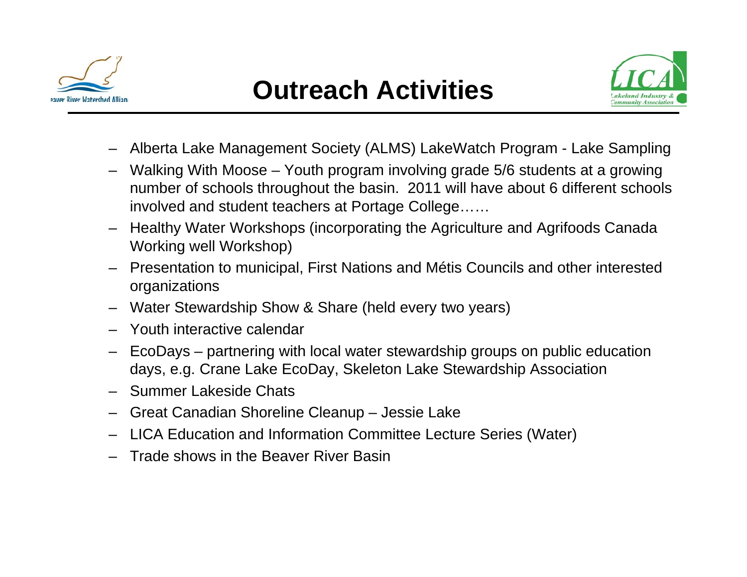# Outreach Activities

- Alberta Lake Management Society (ALMS) LakeWatch Program - Lake Sampling
- Walking With Moose – Youth program involving grade 5/6 students at a growing number of schools throughout the basin. 2011 will have about 6 different schools involved and student teachers at Portage College……
- Healthy Water Workshops (incorporating the Agriculture and Agrifoods Canada Working well Workshop)
- Presentation to municipal, First Nations and Métis Councils and other interested organizations
- Water Stewardship Show & Share (held every two years)
- Youth interactive calendar
- EcoDays – partnering with local water stewardship groups on public education days, e.g. Crane Lake EcoDay, Skeleton Lake Stewardship Association
- Summer Lakeside Chats
- Great Canadian Shoreline Cleanup – Jessie Lake
- LICA Education and Information Committee Lecture Series (Water)
- Trade shows in the Beaver River Basin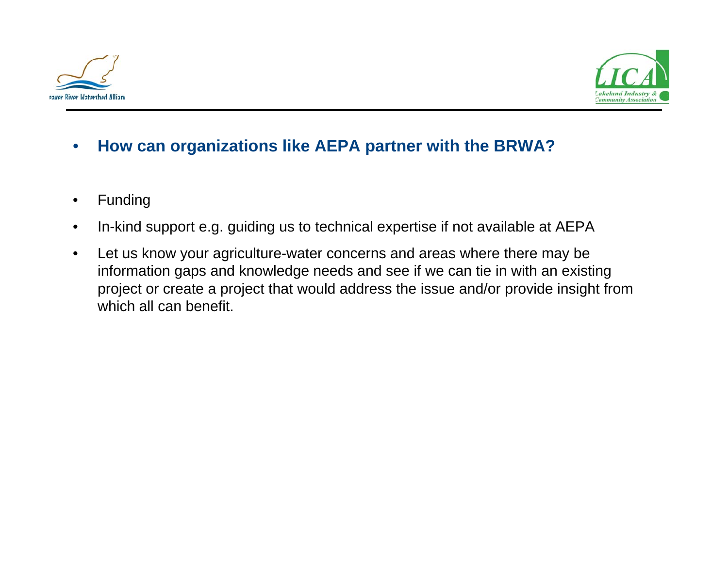- **How can organizations like AEPA partner with the BRWA?**

- Funding
- In-kind support e.g. guiding us to technical expertise if not available at AEPA
- Let us know your agriculture-water concerns and areas where there may be information gaps and knowledge needs and see if we can tie in with an existing project or create a project that would address the issue and/or provide insight from which all can benefit.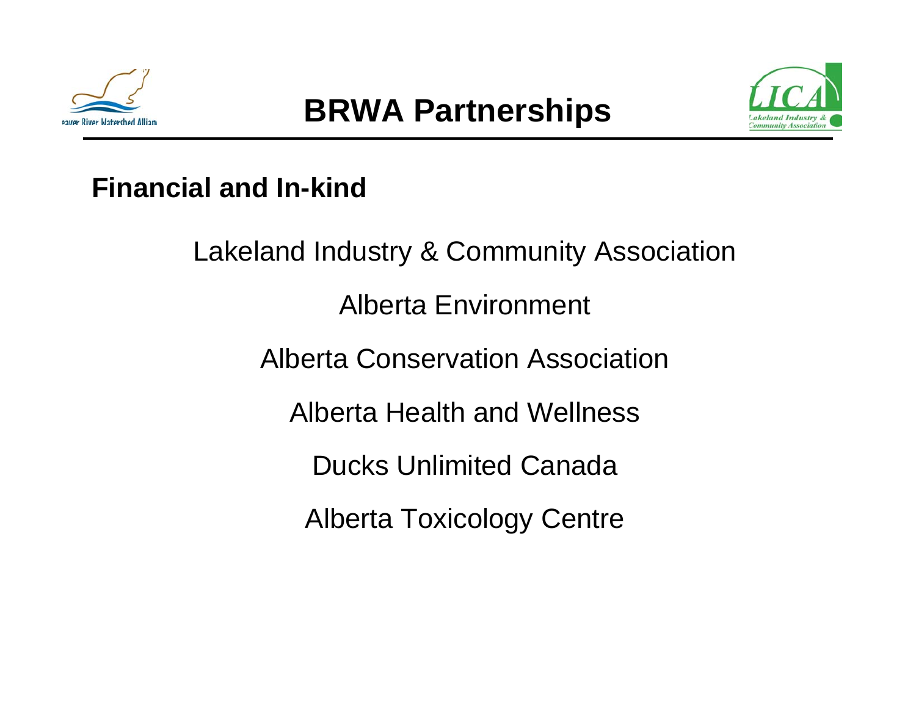# BRWA Partnerships

## Financial and In-kind

Lakeland Industry & Community Association

Alberta Environment

Alberta Conservation Association

Alberta Health and Wellness

Ducks Unlimited Canada

Alberta Toxicology Centre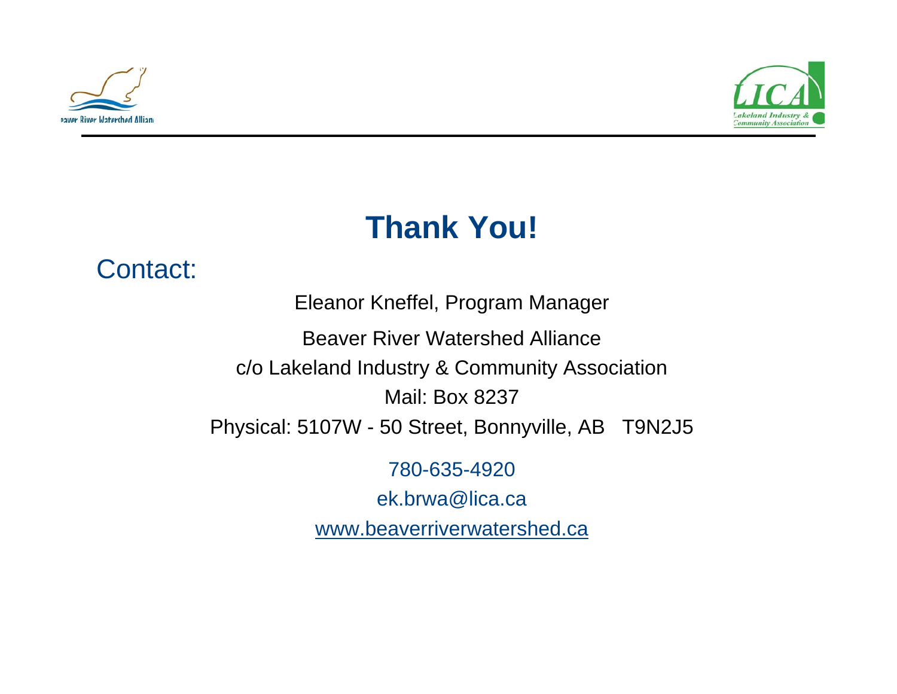# Thank You!

Contact:

Eleanor Kneffel, Program Manager

Beaver River Watershed Alliance

c/o Lakeland Industry & Community Association

Mail: Box 8237

Physical: 5107W - 50 Street, Bonnyville, AB   T9N2J5

780-635-4920

ek.brwa@lica.ca

www.beaverriverwatershed.ca